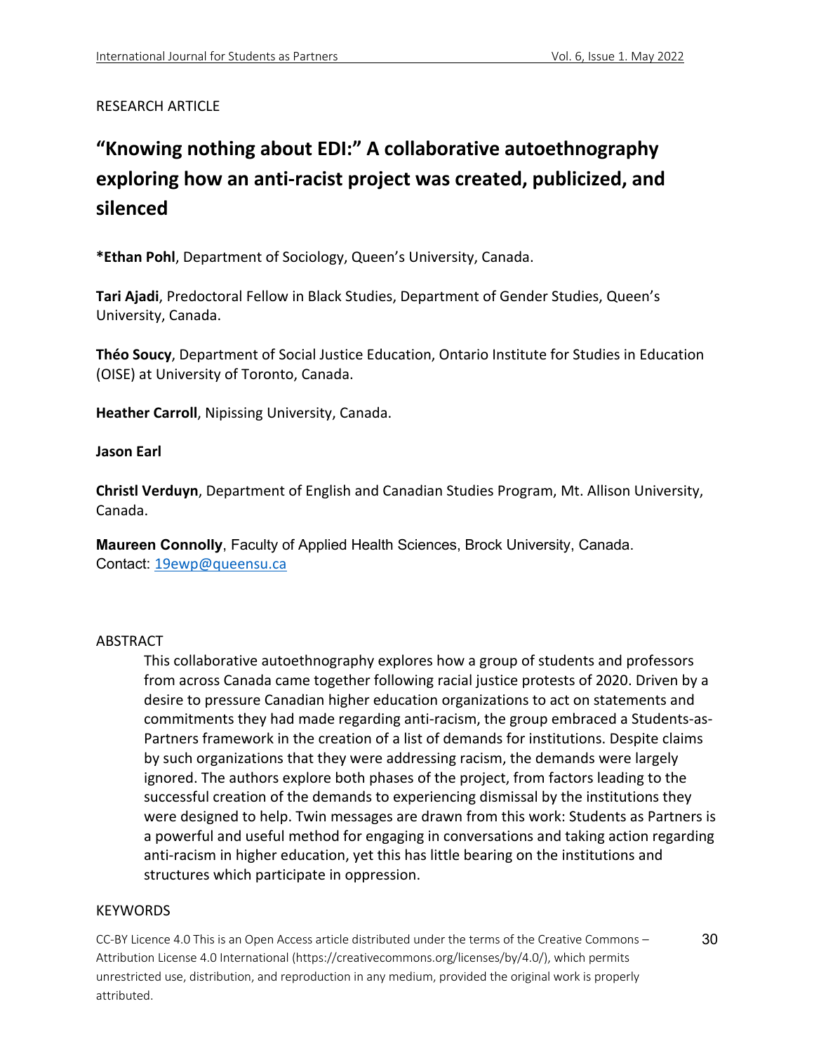RESEARCH ARTICLE

# "Knowing nothing about EDI:" A collaborative autoethnography exploring how an anti-racist project was created, publicized, and silenced

**\*Ethan Pohl**, Department of Sociology, Queen's University, Canada.

**Tari Ajadi**, Predoctoral Fellow in Black Studies, Department of Gender Studies, Queen's University, Canada.

**Théo Soucy**, Department of Social Justice Education, Ontario Institute for Studies in Education (OISE) at University of Toronto, Canada.

**Heather Carroll**, Nipissing University, Canada.

**Jason Earl**

**Christl Verduyn**, Department of English and Canadian Studies Program, Mt. Allison University, Canada.

**Maureen Connolly**, Faculty of Applied Health Sciences, Brock University, Canada.
Contact: 19ewp@queensu.ca

## ABSTRACT

This collaborative autoethnography explores how a group of students and professors from across Canada came together following racial justice protests of 2020. Driven by a desire to pressure Canadian higher education organizations to act on statements and commitments they had made regarding anti-racism, the group embraced a Students-as-Partners framework in the creation of a list of demands for institutions. Despite claims by such organizations that they were addressing racism, the demands were largely ignored. The authors explore both phases of the project, from factors leading to the successful creation of the demands to experiencing dismissal by the institutions they were designed to help. Twin messages are drawn from this work: Students as Partners is a powerful and useful method for engaging in conversations and taking action regarding anti-racism in higher education, yet this has little bearing on the institutions and structures which participate in oppression.

## KEYWORDS

CC-BY Licence 4.0 This is an Open Access article distributed under the terms of the Creative Commons – Attribution License 4.0 International (https://creativecommons.org/licenses/by/4.0/), which permits unrestricted use, distribution, and reproduction in any medium, provided the original work is properly attributed.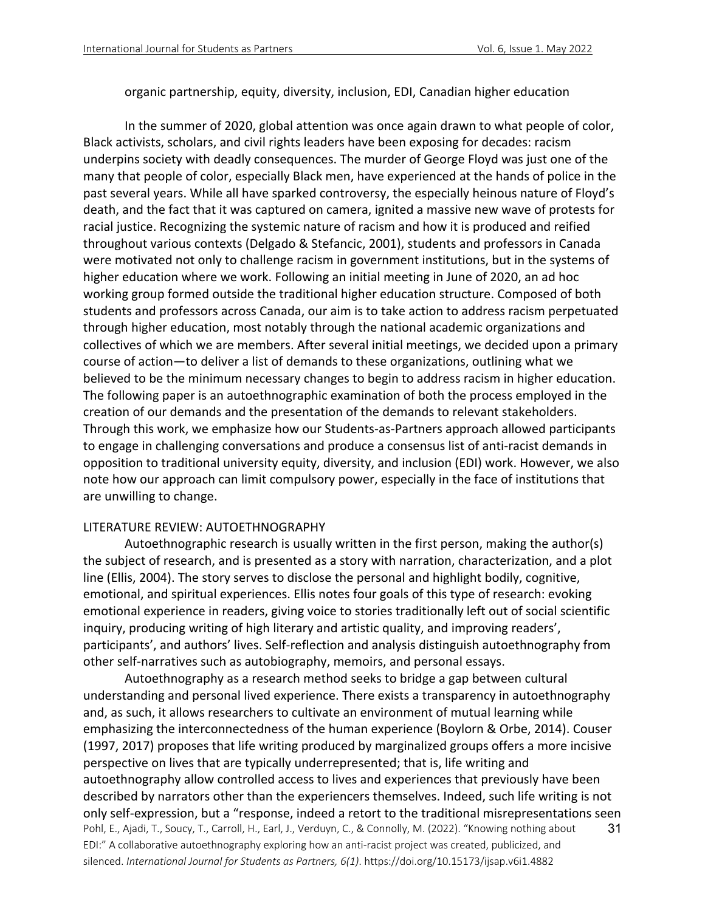organic partnership, equity, diversity, inclusion, EDI, Canadian higher education

In the summer of 2020, global attention was once again drawn to what people of color, Black activists, scholars, and civil rights leaders have been exposing for decades: racism underpins society with deadly consequences. The murder of George Floyd was just one of the many that people of color, especially Black men, have experienced at the hands of police in the past several years. While all have sparked controversy, the especially heinous nature of Floyd's death, and the fact that it was captured on camera, ignited a massive new wave of protests for racial justice. Recognizing the systemic nature of racism and how it is produced and reified throughout various contexts (Delgado & Stefancic, 2001), students and professors in Canada were motivated not only to challenge racism in government institutions, but in the systems of higher education where we work. Following an initial meeting in June of 2020, an ad hoc working group formed outside the traditional higher education structure. Composed of both students and professors across Canada, our aim is to take action to address racism perpetuated through higher education, most notably through the national academic organizations and collectives of which we are members. After several initial meetings, we decided upon a primary course of action—to deliver a list of demands to these organizations, outlining what we believed to be the minimum necessary changes to begin to address racism in higher education. The following paper is an autoethnographic examination of both the process employed in the creation of our demands and the presentation of the demands to relevant stakeholders. Through this work, we emphasize how our Students-as-Partners approach allowed participants to engage in challenging conversations and produce a consensus list of anti-racist demands in opposition to traditional university equity, diversity, and inclusion (EDI) work. However, we also note how our approach can limit compulsory power, especially in the face of institutions that are unwilling to change.

## LITERATURE REVIEW: AUTOETHNOGRAPHY

Autoethnographic research is usually written in the first person, making the author(s) the subject of research, and is presented as a story with narration, characterization, and a plot line (Ellis, 2004). The story serves to disclose the personal and highlight bodily, cognitive, emotional, and spiritual experiences. Ellis notes four goals of this type of research: evoking emotional experience in readers, giving voice to stories traditionally left out of social scientific inquiry, producing writing of high literary and artistic quality, and improving readers', participants', and authors' lives. Self-reflection and analysis distinguish autoethnography from other self-narratives such as autobiography, memoirs, and personal essays.

Autoethnography as a research method seeks to bridge a gap between cultural understanding and personal lived experience. There exists a transparency in autoethnography and, as such, it allows researchers to cultivate an environment of mutual learning while emphasizing the interconnectedness of the human experience (Boylorn & Orbe, 2014). Couser (1997, 2017) proposes that life writing produced by marginalized groups offers a more incisive perspective on lives that are typically underrepresented; that is, life writing and autoethnography allow controlled access to lives and experiences that previously have been described by narrators other than the experiencers themselves. Indeed, such life writing is not only self-expression, but a "response, indeed a retort to the traditional misrepresentations seen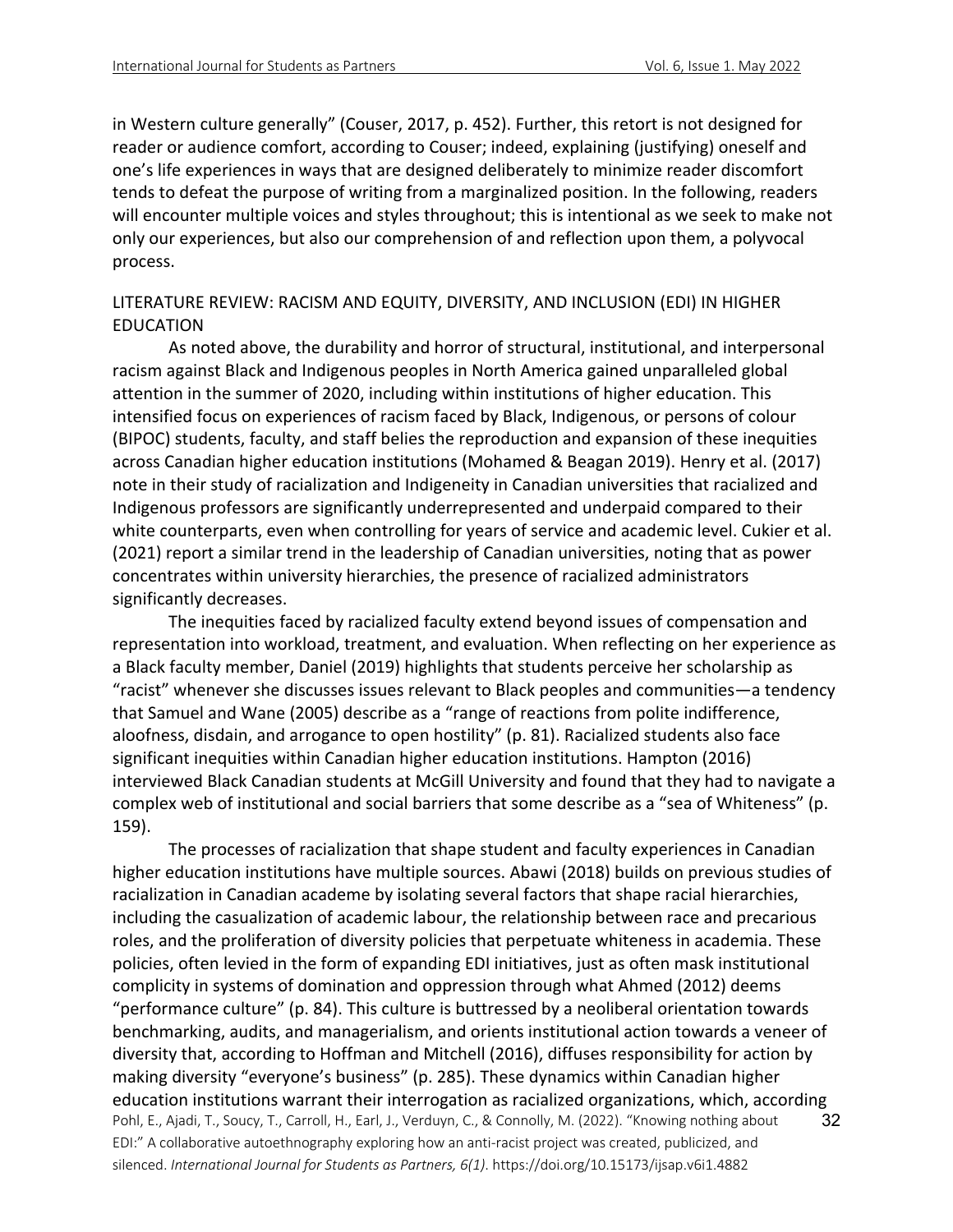in Western culture generally" (Couser, 2017, p. 452). Further, this retort is not designed for reader or audience comfort, according to Couser; indeed, explaining (justifying) oneself and one's life experiences in ways that are designed deliberately to minimize reader discomfort tends to defeat the purpose of writing from a marginalized position. In the following, readers will encounter multiple voices and styles throughout; this is intentional as we seek to make not only our experiences, but also our comprehension of and reflection upon them, a polyvocal process.

## LITERATURE REVIEW: RACISM AND EQUITY, DIVERSITY, AND INCLUSION (EDI) IN HIGHER EDUCATION

As noted above, the durability and horror of structural, institutional, and interpersonal racism against Black and Indigenous peoples in North America gained unparalleled global attention in the summer of 2020, including within institutions of higher education. This intensified focus on experiences of racism faced by Black, Indigenous, or persons of colour (BIPOC) students, faculty, and staff belies the reproduction and expansion of these inequities across Canadian higher education institutions (Mohamed & Beagan 2019). Henry et al. (2017) note in their study of racialization and Indigeneity in Canadian universities that racialized and Indigenous professors are significantly underrepresented and underpaid compared to their white counterparts, even when controlling for years of service and academic level. Cukier et al. (2021) report a similar trend in the leadership of Canadian universities, noting that as power concentrates within university hierarchies, the presence of racialized administrators significantly decreases.

The inequities faced by racialized faculty extend beyond issues of compensation and representation into workload, treatment, and evaluation. When reflecting on her experience as a Black faculty member, Daniel (2019) highlights that students perceive her scholarship as "racist" whenever she discusses issues relevant to Black peoples and communities—a tendency that Samuel and Wane (2005) describe as a "range of reactions from polite indifference, aloofness, disdain, and arrogance to open hostility" (p. 81). Racialized students also face significant inequities within Canadian higher education institutions. Hampton (2016) interviewed Black Canadian students at McGill University and found that they had to navigate a complex web of institutional and social barriers that some describe as a "sea of Whiteness" (p. 159).

The processes of racialization that shape student and faculty experiences in Canadian higher education institutions have multiple sources. Abawi (2018) builds on previous studies of racialization in Canadian academe by isolating several factors that shape racial hierarchies, including the casualization of academic labour, the relationship between race and precarious roles, and the proliferation of diversity policies that perpetuate whiteness in academia. These policies, often levied in the form of expanding EDI initiatives, just as often mask institutional complicity in systems of domination and oppression through what Ahmed (2012) deems "performance culture" (p. 84). This culture is buttressed by a neoliberal orientation towards benchmarking, audits, and managerialism, and orients institutional action towards a veneer of diversity that, according to Hoffman and Mitchell (2016), diffuses responsibility for action by making diversity "everyone's business" (p. 285). These dynamics within Canadian higher education institutions warrant their interrogation as racialized organizations, which, according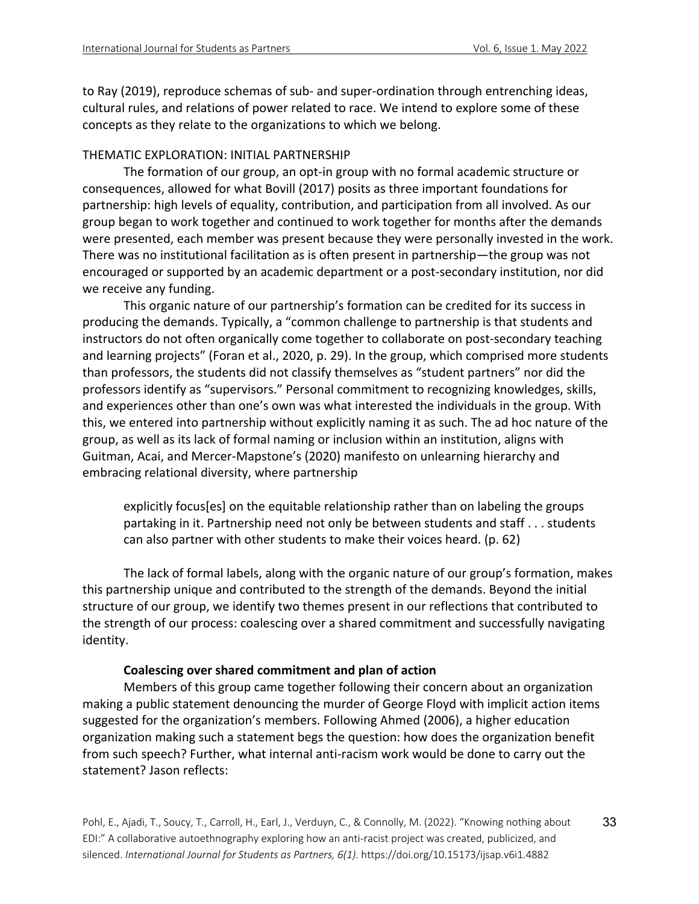to Ray (2019), reproduce schemas of sub- and super-ordination through entrenching ideas, cultural rules, and relations of power related to race. We intend to explore some of these concepts as they relate to the organizations to which we belong.

## THEMATIC EXPLORATION: INITIAL PARTNERSHIP

The formation of our group, an opt-in group with no formal academic structure or consequences, allowed for what Bovill (2017) posits as three important foundations for partnership: high levels of equality, contribution, and participation from all involved. As our group began to work together and continued to work together for months after the demands were presented, each member was present because they were personally invested in the work. There was no institutional facilitation as is often present in partnership—the group was not encouraged or supported by an academic department or a post-secondary institution, nor did we receive any funding.

This organic nature of our partnership's formation can be credited for its success in producing the demands. Typically, a "common challenge to partnership is that students and instructors do not often organically come together to collaborate on post-secondary teaching and learning projects" (Foran et al., 2020, p. 29). In the group, which comprised more students than professors, the students did not classify themselves as "student partners" nor did the professors identify as "supervisors." Personal commitment to recognizing knowledges, skills, and experiences other than one's own was what interested the individuals in the group. With this, we entered into partnership without explicitly naming it as such. The ad hoc nature of the group, as well as its lack of formal naming or inclusion within an institution, aligns with Guitman, Acai, and Mercer-Mapstone's (2020) manifesto on unlearning hierarchy and embracing relational diversity, where partnership

> explicitly focus[es] on the equitable relationship rather than on labeling the groups partaking in it. Partnership need not only be between students and staff . . . students can also partner with other students to make their voices heard. (p. 62)

The lack of formal labels, along with the organic nature of our group's formation, makes this partnership unique and contributed to the strength of the demands. Beyond the initial structure of our group, we identify two themes present in our reflections that contributed to the strength of our process: coalescing over a shared commitment and successfully navigating identity.

### Coalescing over shared commitment and plan of action

Members of this group came together following their concern about an organization making a public statement denouncing the murder of George Floyd with implicit action items suggested for the organization's members. Following Ahmed (2006), a higher education organization making such a statement begs the question: how does the organization benefit from such speech? Further, what internal anti-racism work would be done to carry out the statement? Jason reflects: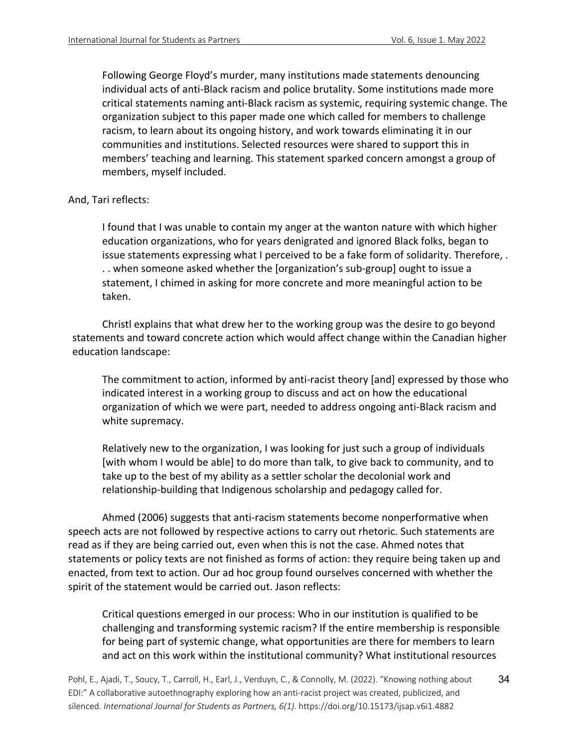> Following George Floyd's murder, many institutions made statements denouncing individual acts of anti-Black racism and police brutality. Some institutions made more critical statements naming anti-Black racism as systemic, requiring systemic change. The organization subject to this paper made one which called for members to challenge racism, to learn about its ongoing history, and work towards eliminating it in our communities and institutions. Selected resources were shared to support this in members' teaching and learning. This statement sparked concern amongst a group of members, myself included.

And, Tari reflects:

> I found that I was unable to contain my anger at the wanton nature with which higher education organizations, who for years denigrated and ignored Black folks, began to issue statements expressing what I perceived to be a fake form of solidarity. Therefore, . . . when someone asked whether the [organization's sub-group] ought to issue a statement, I chimed in asking for more concrete and more meaningful action to be taken.

Christl explains that what drew her to the working group was the desire to go beyond statements and toward concrete action which would affect change within the Canadian higher education landscape:

> The commitment to action, informed by anti-racist theory [and] expressed by those who indicated interest in a working group to discuss and act on how the educational organization of which we were part, needed to address ongoing anti-Black racism and white supremacy.
>
> Relatively new to the organization, I was looking for just such a group of individuals [with whom I would be able] to do more than talk, to give back to community, and to take up to the best of my ability as a settler scholar the decolonial work and relationship-building that Indigenous scholarship and pedagogy called for.

Ahmed (2006) suggests that anti-racism statements become nonperformative when speech acts are not followed by respective actions to carry out rhetoric. Such statements are read as if they are being carried out, even when this is not the case. Ahmed notes that statements or policy texts are not finished as forms of action: they require being taken up and enacted, from text to action. Our ad hoc group found ourselves concerned with whether the spirit of the statement would be carried out. Jason reflects:

> Critical questions emerged in our process: Who in our institution is qualified to be challenging and transforming systemic racism? If the entire membership is responsible for being part of systemic change, what opportunities are there for members to learn and act on this work within the institutional community? What institutional resources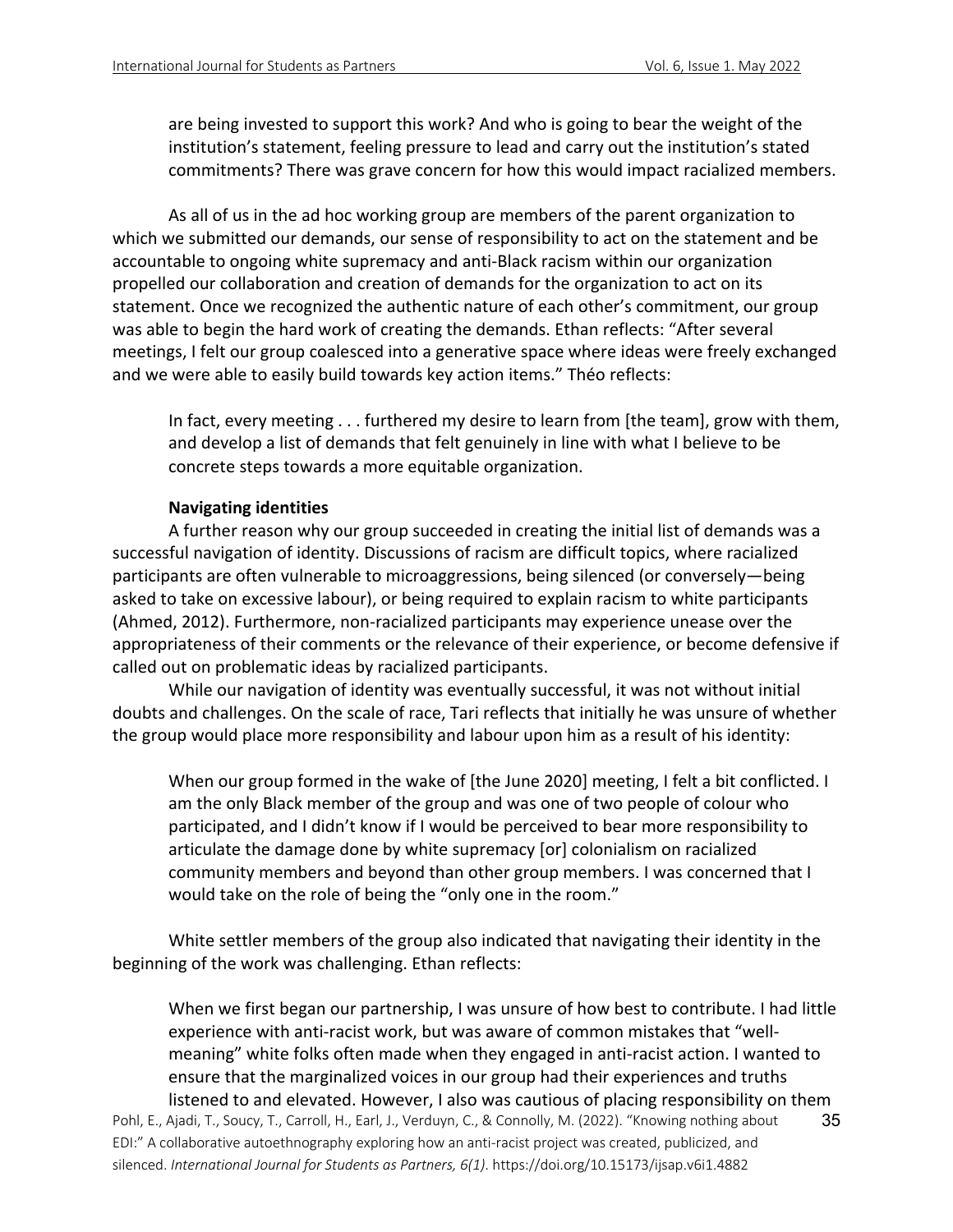are being invested to support this work? And who is going to bear the weight of the institution's statement, feeling pressure to lead and carry out the institution's stated commitments? There was grave concern for how this would impact racialized members.

As all of us in the ad hoc working group are members of the parent organization to which we submitted our demands, our sense of responsibility to act on the statement and be accountable to ongoing white supremacy and anti-Black racism within our organization propelled our collaboration and creation of demands for the organization to act on its statement. Once we recognized the authentic nature of each other's commitment, our group was able to begin the hard work of creating the demands. Ethan reflects: "After several meetings, I felt our group coalesced into a generative space where ideas were freely exchanged and we were able to easily build towards key action items." Théo reflects:

> In fact, every meeting . . . furthered my desire to learn from [the team], grow with them, and develop a list of demands that felt genuinely in line with what I believe to be concrete steps towards a more equitable organization.

**Navigating identities**

A further reason why our group succeeded in creating the initial list of demands was a successful navigation of identity. Discussions of racism are difficult topics, where racialized participants are often vulnerable to microaggressions, being silenced (or conversely—being asked to take on excessive labour), or being required to explain racism to white participants (Ahmed, 2012). Furthermore, non-racialized participants may experience unease over the appropriateness of their comments or the relevance of their experience, or become defensive if called out on problematic ideas by racialized participants.

While our navigation of identity was eventually successful, it was not without initial doubts and challenges. On the scale of race, Tari reflects that initially he was unsure of whether the group would place more responsibility and labour upon him as a result of his identity:

> When our group formed in the wake of [the June 2020] meeting, I felt a bit conflicted. I am the only Black member of the group and was one of two people of colour who participated, and I didn't know if I would be perceived to bear more responsibility to articulate the damage done by white supremacy [or] colonialism on racialized community members and beyond than other group members. I was concerned that I would take on the role of being the "only one in the room."

White settler members of the group also indicated that navigating their identity in the beginning of the work was challenging. Ethan reflects:

> When we first began our partnership, I was unsure of how best to contribute. I had little experience with anti-racist work, but was aware of common mistakes that "well-meaning" white folks often made when they engaged in anti-racist action. I wanted to ensure that the marginalized voices in our group had their experiences and truths listened to and elevated. However, I also was cautious of placing responsibility on them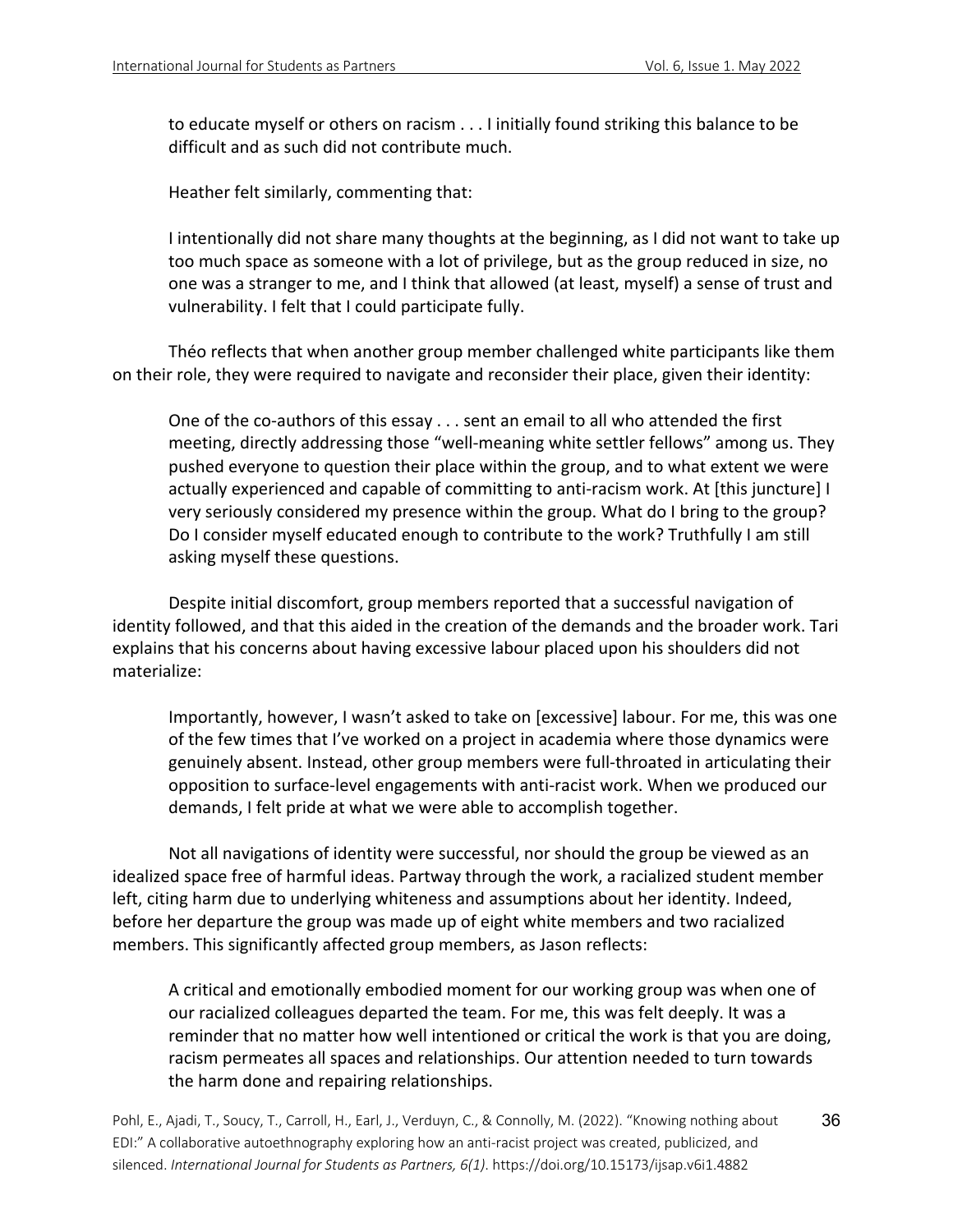> to educate myself or others on racism . . . I initially found striking this balance to be difficult and as such did not contribute much.

Heather felt similarly, commenting that:

> I intentionally did not share many thoughts at the beginning, as I did not want to take up too much space as someone with a lot of privilege, but as the group reduced in size, no one was a stranger to me, and I think that allowed (at least, myself) a sense of trust and vulnerability. I felt that I could participate fully.

Théo reflects that when another group member challenged white participants like them on their role, they were required to navigate and reconsider their place, given their identity:

> One of the co-authors of this essay . . . sent an email to all who attended the first meeting, directly addressing those "well-meaning white settler fellows" among us. They pushed everyone to question their place within the group, and to what extent we were actually experienced and capable of committing to anti-racism work. At [this juncture] I very seriously considered my presence within the group. What do I bring to the group? Do I consider myself educated enough to contribute to the work? Truthfully I am still asking myself these questions.

Despite initial discomfort, group members reported that a successful navigation of identity followed, and that this aided in the creation of the demands and the broader work. Tari explains that his concerns about having excessive labour placed upon his shoulders did not materialize:

> Importantly, however, I wasn't asked to take on [excessive] labour. For me, this was one of the few times that I've worked on a project in academia where those dynamics were genuinely absent. Instead, other group members were full-throated in articulating their opposition to surface-level engagements with anti-racist work. When we produced our demands, I felt pride at what we were able to accomplish together.

Not all navigations of identity were successful, nor should the group be viewed as an idealized space free of harmful ideas. Partway through the work, a racialized student member left, citing harm due to underlying whiteness and assumptions about her identity. Indeed, before her departure the group was made up of eight white members and two racialized members. This significantly affected group members, as Jason reflects:

> A critical and emotionally embodied moment for our working group was when one of our racialized colleagues departed the team. For me, this was felt deeply. It was a reminder that no matter how well intentioned or critical the work is that you are doing, racism permeates all spaces and relationships. Our attention needed to turn towards the harm done and repairing relationships.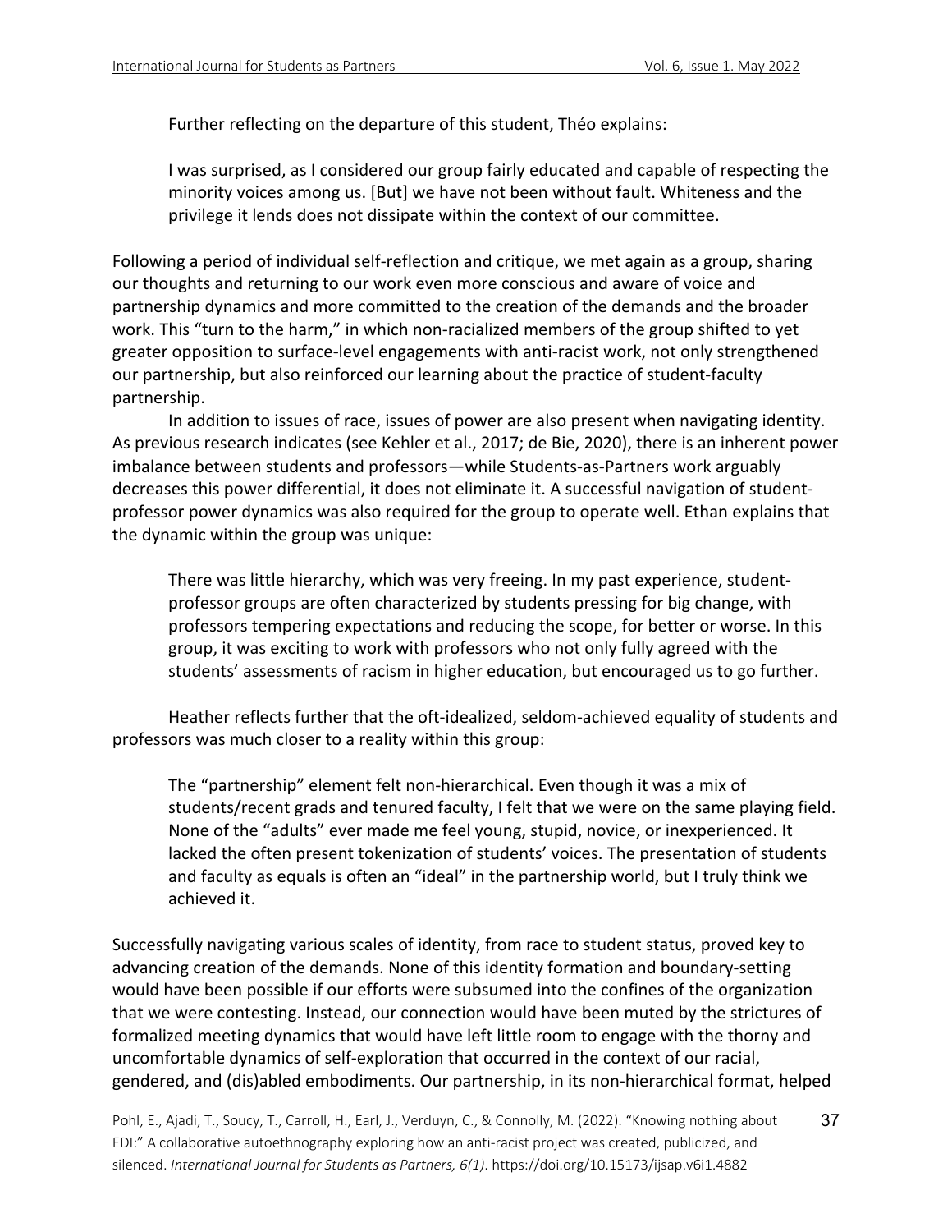Further reflecting on the departure of this student, Théo explains:

> I was surprised, as I considered our group fairly educated and capable of respecting the minority voices among us. [But] we have not been without fault. Whiteness and the privilege it lends does not dissipate within the context of our committee.

Following a period of individual self-reflection and critique, we met again as a group, sharing our thoughts and returning to our work even more conscious and aware of voice and partnership dynamics and more committed to the creation of the demands and the broader work. This "turn to the harm," in which non-racialized members of the group shifted to yet greater opposition to surface-level engagements with anti-racist work, not only strengthened our partnership, but also reinforced our learning about the practice of student-faculty partnership.

In addition to issues of race, issues of power are also present when navigating identity. As previous research indicates (see Kehler et al., 2017; de Bie, 2020), there is an inherent power imbalance between students and professors—while Students-as-Partners work arguably decreases this power differential, it does not eliminate it. A successful navigation of student-professor power dynamics was also required for the group to operate well. Ethan explains that the dynamic within the group was unique:

> There was little hierarchy, which was very freeing. In my past experience, student-professor groups are often characterized by students pressing for big change, with professors tempering expectations and reducing the scope, for better or worse. In this group, it was exciting to work with professors who not only fully agreed with the students' assessments of racism in higher education, but encouraged us to go further.

Heather reflects further that the oft-idealized, seldom-achieved equality of students and professors was much closer to a reality within this group:

> The "partnership" element felt non-hierarchical. Even though it was a mix of students/recent grads and tenured faculty, I felt that we were on the same playing field. None of the "adults" ever made me feel young, stupid, novice, or inexperienced. It lacked the often present tokenization of students' voices. The presentation of students and faculty as equals is often an "ideal" in the partnership world, but I truly think we achieved it.

Successfully navigating various scales of identity, from race to student status, proved key to advancing creation of the demands. None of this identity formation and boundary-setting would have been possible if our efforts were subsumed into the confines of the organization that we were contesting. Instead, our connection would have been muted by the strictures of formalized meeting dynamics that would have left little room to engage with the thorny and uncomfortable dynamics of self-exploration that occurred in the context of our racial, gendered, and (dis)abled embodiments. Our partnership, in its non-hierarchical format, helped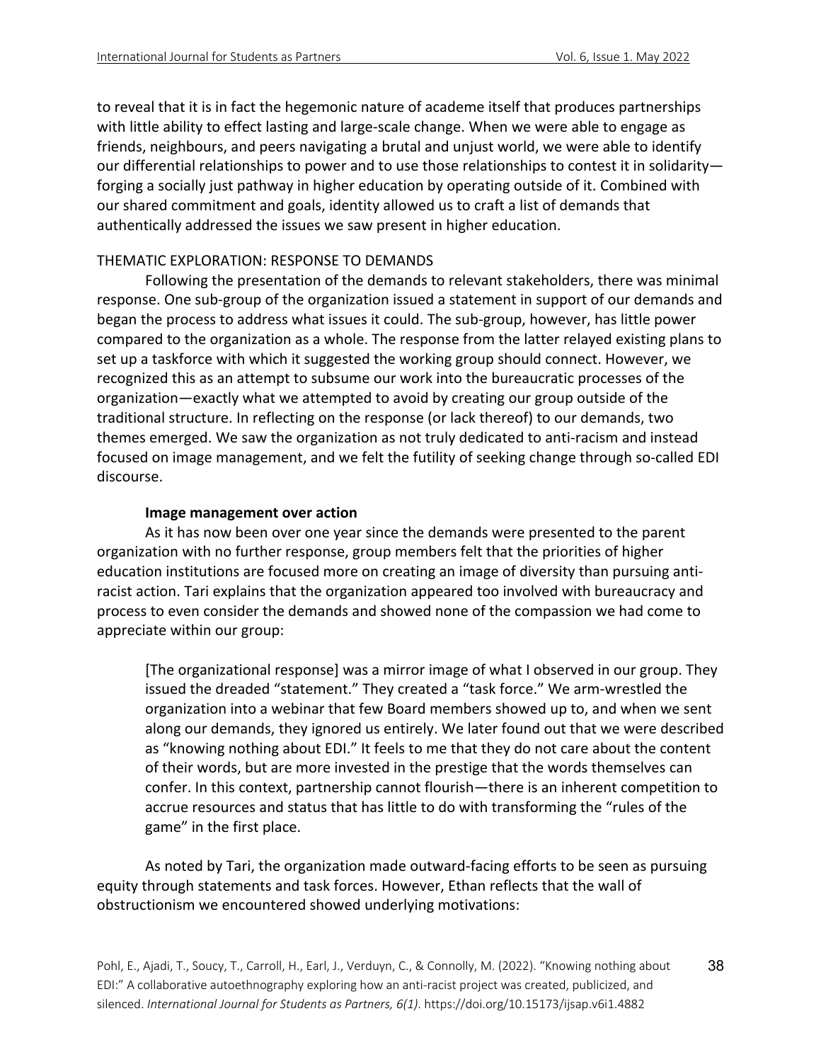to reveal that it is in fact the hegemonic nature of academe itself that produces partnerships with little ability to effect lasting and large-scale change. When we were able to engage as friends, neighbours, and peers navigating a brutal and unjust world, we were able to identify our differential relationships to power and to use those relationships to contest it in solidarity—forging a socially just pathway in higher education by operating outside of it. Combined with our shared commitment and goals, identity allowed us to craft a list of demands that authentically addressed the issues we saw present in higher education.

## THEMATIC EXPLORATION: RESPONSE TO DEMANDS

Following the presentation of the demands to relevant stakeholders, there was minimal response. One sub-group of the organization issued a statement in support of our demands and began the process to address what issues it could. The sub-group, however, has little power compared to the organization as a whole. The response from the latter relayed existing plans to set up a taskforce with which it suggested the working group should connect. However, we recognized this as an attempt to subsume our work into the bureaucratic processes of the organization—exactly what we attempted to avoid by creating our group outside of the traditional structure. In reflecting on the response (or lack thereof) to our demands, two themes emerged. We saw the organization as not truly dedicated to anti-racism and instead focused on image management, and we felt the futility of seeking change through so-called EDI discourse.

### Image management over action

As it has now been over one year since the demands were presented to the parent organization with no further response, group members felt that the priorities of higher education institutions are focused more on creating an image of diversity than pursuing anti-racist action. Tari explains that the organization appeared too involved with bureaucracy and process to even consider the demands and showed none of the compassion we had come to appreciate within our group:

> [The organizational response] was a mirror image of what I observed in our group. They issued the dreaded "statement." They created a "task force." We arm-wrestled the organization into a webinar that few Board members showed up to, and when we sent along our demands, they ignored us entirely. We later found out that we were described as "knowing nothing about EDI." It feels to me that they do not care about the content of their words, but are more invested in the prestige that the words themselves can confer. In this context, partnership cannot flourish—there is an inherent competition to accrue resources and status that has little to do with transforming the "rules of the game" in the first place.

As noted by Tari, the organization made outward-facing efforts to be seen as pursuing equity through statements and task forces. However, Ethan reflects that the wall of obstructionism we encountered showed underlying motivations: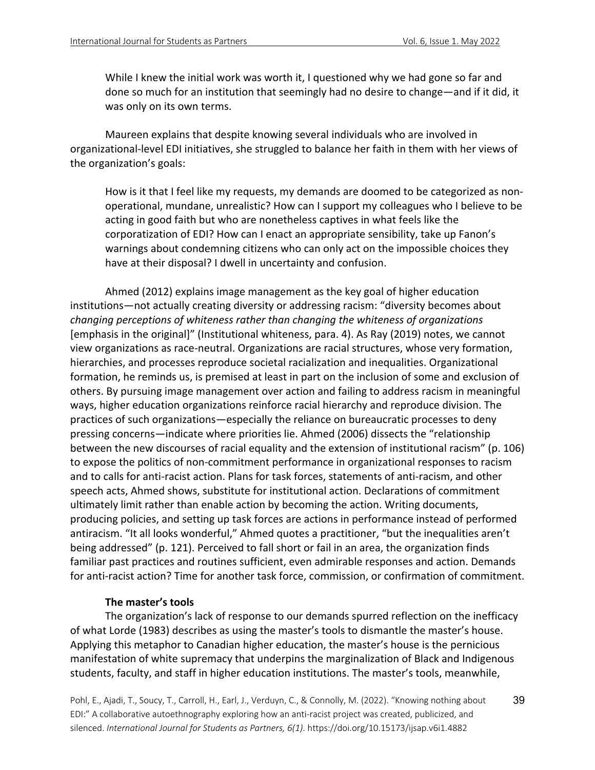> While I knew the initial work was worth it, I questioned why we had gone so far and done so much for an institution that seemingly had no desire to change—and if it did, it was only on its own terms.

Maureen explains that despite knowing several individuals who are involved in organizational-level EDI initiatives, she struggled to balance her faith in them with her views of the organization's goals:

> How is it that I feel like my requests, my demands are doomed to be categorized as non-operational, mundane, unrealistic? How can I support my colleagues who I believe to be acting in good faith but who are nonetheless captives in what feels like the corporatization of EDI? How can I enact an appropriate sensibility, take up Fanon's warnings about condemning citizens who can only act on the impossible choices they have at their disposal? I dwell in uncertainty and confusion.

Ahmed (2012) explains image management as the key goal of higher education institutions—not actually creating diversity or addressing racism: "diversity becomes about *changing perceptions of whiteness rather than changing the whiteness of organizations* [emphasis in the original]" (Institutional whiteness, para. 4). As Ray (2019) notes, we cannot view organizations as race-neutral. Organizations are racial structures, whose very formation, hierarchies, and processes reproduce societal racialization and inequalities. Organizational formation, he reminds us, is premised at least in part on the inclusion of some and exclusion of others. By pursuing image management over action and failing to address racism in meaningful ways, higher education organizations reinforce racial hierarchy and reproduce division. The practices of such organizations—especially the reliance on bureaucratic processes to deny pressing concerns—indicate where priorities lie. Ahmed (2006) dissects the "relationship between the new discourses of racial equality and the extension of institutional racism" (p. 106) to expose the politics of non-commitment performance in organizational responses to racism and to calls for anti-racist action. Plans for task forces, statements of anti-racism, and other speech acts, Ahmed shows, substitute for institutional action. Declarations of commitment ultimately limit rather than enable action by becoming the action. Writing documents, producing policies, and setting up task forces are actions in performance instead of performed antiracism. "It all looks wonderful," Ahmed quotes a practitioner, "but the inequalities aren't being addressed" (p. 121). Perceived to fall short or fail in an area, the organization finds familiar past practices and routines sufficient, even admirable responses and action. Demands for anti-racist action? Time for another task force, commission, or confirmation of commitment.

### The master's tools

The organization's lack of response to our demands spurred reflection on the inefficacy of what Lorde (1983) describes as using the master's tools to dismantle the master's house. Applying this metaphor to Canadian higher education, the master's house is the pernicious manifestation of white supremacy that underpins the marginalization of Black and Indigenous students, faculty, and staff in higher education institutions. The master's tools, meanwhile,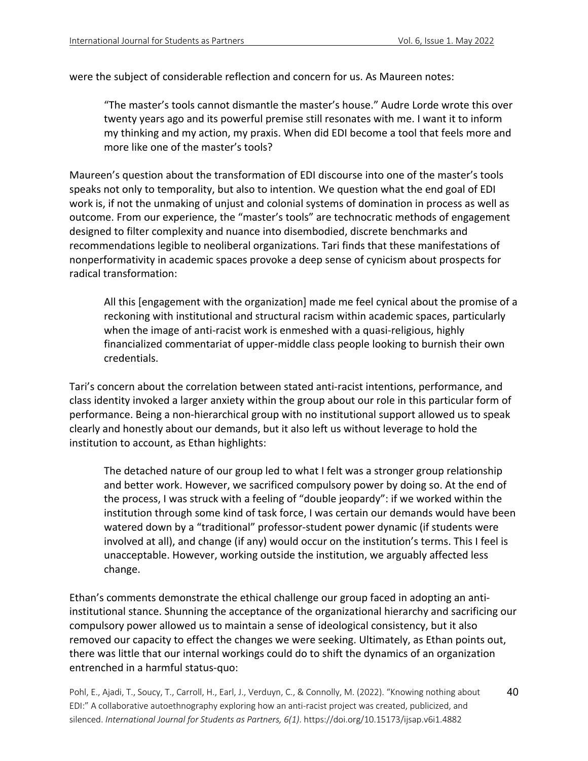were the subject of considerable reflection and concern for us. As Maureen notes:

> “The master’s tools cannot dismantle the master’s house.” Audre Lorde wrote this over twenty years ago and its powerful premise still resonates with me. I want it to inform my thinking and my action, my praxis. When did EDI become a tool that feels more and more like one of the master’s tools?

Maureen’s question about the transformation of EDI discourse into one of the master’s tools speaks not only to temporality, but also to intention. We question what the end goal of EDI work is, if not the unmaking of unjust and colonial systems of domination in process as well as outcome. From our experience, the “master’s tools” are technocratic methods of engagement designed to filter complexity and nuance into disembodied, discrete benchmarks and recommendations legible to neoliberal organizations. Tari finds that these manifestations of nonperformativity in academic spaces provoke a deep sense of cynicism about prospects for radical transformation:

> All this [engagement with the organization] made me feel cynical about the promise of a reckoning with institutional and structural racism within academic spaces, particularly when the image of anti-racist work is enmeshed with a quasi-religious, highly financialized commentariat of upper-middle class people looking to burnish their own credentials.

Tari’s concern about the correlation between stated anti-racist intentions, performance, and class identity invoked a larger anxiety within the group about our role in this particular form of performance. Being a non-hierarchical group with no institutional support allowed us to speak clearly and honestly about our demands, but it also left us without leverage to hold the institution to account, as Ethan highlights:

> The detached nature of our group led to what I felt was a stronger group relationship and better work. However, we sacrificed compulsory power by doing so. At the end of the process, I was struck with a feeling of “double jeopardy”: if we worked within the institution through some kind of task force, I was certain our demands would have been watered down by a “traditional” professor-student power dynamic (if students were involved at all), and change (if any) would occur on the institution’s terms. This I feel is unacceptable. However, working outside the institution, we arguably affected less change.

Ethan’s comments demonstrate the ethical challenge our group faced in adopting an anti-institutional stance. Shunning the acceptance of the organizational hierarchy and sacrificing our compulsory power allowed us to maintain a sense of ideological consistency, but it also removed our capacity to effect the changes we were seeking. Ultimately, as Ethan points out, there was little that our internal workings could do to shift the dynamics of an organization entrenched in a harmful status-quo: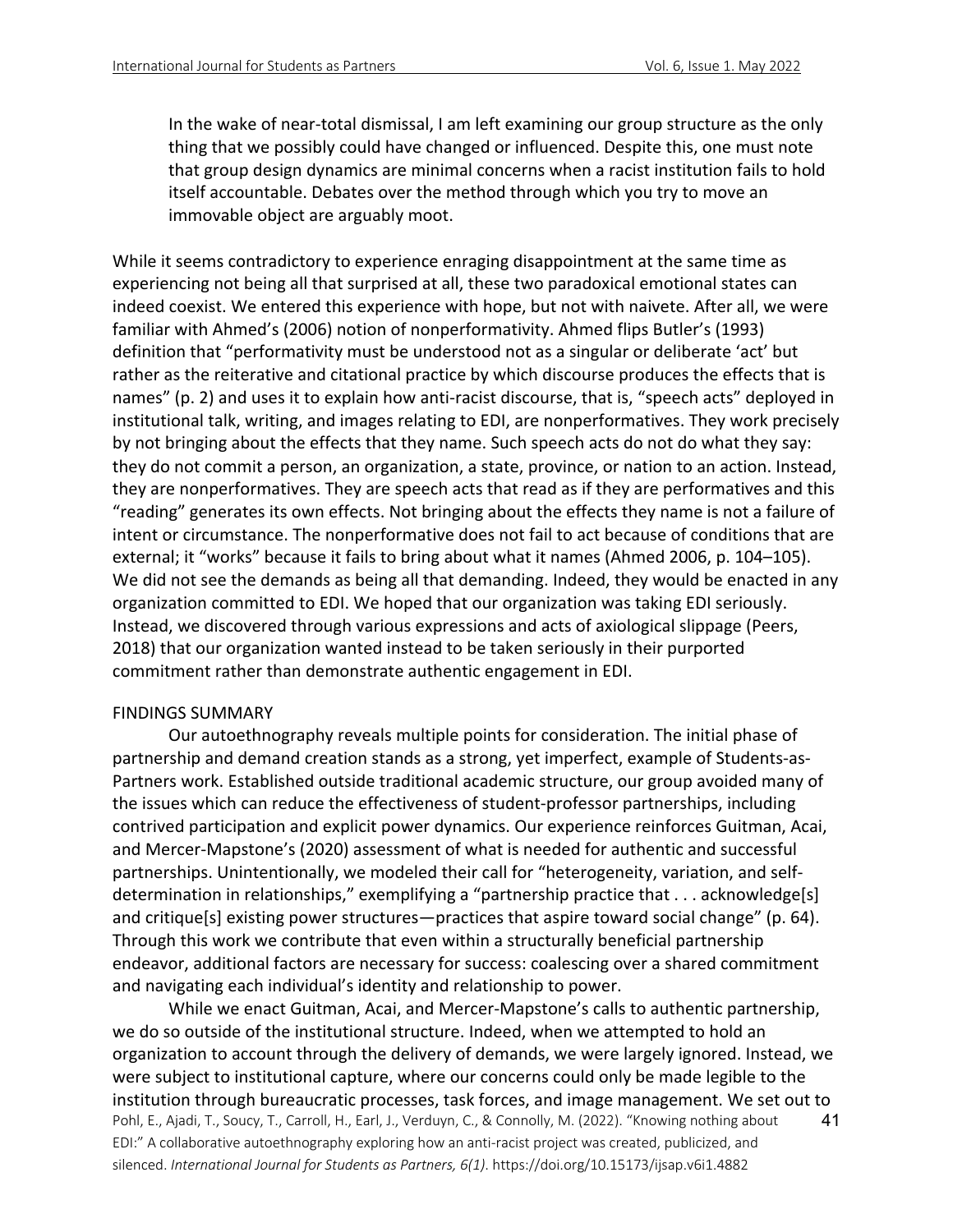> In the wake of near-total dismissal, I am left examining our group structure as the only thing that we possibly could have changed or influenced. Despite this, one must note that group design dynamics are minimal concerns when a racist institution fails to hold itself accountable. Debates over the method through which you try to move an immovable object are arguably moot.

While it seems contradictory to experience enraging disappointment at the same time as experiencing not being all that surprised at all, these two paradoxical emotional states can indeed coexist. We entered this experience with hope, but not with naivete. After all, we were familiar with Ahmed's (2006) notion of nonperformativity. Ahmed flips Butler's (1993) definition that "performativity must be understood not as a singular or deliberate 'act' but rather as the reiterative and citational practice by which discourse produces the effects that is names" (p. 2) and uses it to explain how anti-racist discourse, that is, "speech acts" deployed in institutional talk, writing, and images relating to EDI, are nonperformatives. They work precisely by not bringing about the effects that they name. Such speech acts do not do what they say: they do not commit a person, an organization, a state, province, or nation to an action. Instead, they are nonperformatives. They are speech acts that read as if they are performatives and this "reading" generates its own effects. Not bringing about the effects they name is not a failure of intent or circumstance. The nonperformative does not fail to act because of conditions that are external; it "works" because it fails to bring about what it names (Ahmed 2006, p. 104–105). We did not see the demands as being all that demanding. Indeed, they would be enacted in any organization committed to EDI. We hoped that our organization was taking EDI seriously. Instead, we discovered through various expressions and acts of axiological slippage (Peers, 2018) that our organization wanted instead to be taken seriously in their purported commitment rather than demonstrate authentic engagement in EDI.

## FINDINGS SUMMARY

Our autoethnography reveals multiple points for consideration. The initial phase of partnership and demand creation stands as a strong, yet imperfect, example of Students-as-Partners work. Established outside traditional academic structure, our group avoided many of the issues which can reduce the effectiveness of student-professor partnerships, including contrived participation and explicit power dynamics. Our experience reinforces Guitman, Acai, and Mercer-Mapstone's (2020) assessment of what is needed for authentic and successful partnerships. Unintentionally, we modeled their call for "heterogeneity, variation, and self-determination in relationships," exemplifying a "partnership practice that . . . acknowledge[s] and critique[s] existing power structures—practices that aspire toward social change" (p. 64). Through this work we contribute that even within a structurally beneficial partnership endeavor, additional factors are necessary for success: coalescing over a shared commitment and navigating each individual's identity and relationship to power.

While we enact Guitman, Acai, and Mercer-Mapstone's calls to authentic partnership, we do so outside of the institutional structure. Indeed, when we attempted to hold an organization to account through the delivery of demands, we were largely ignored. Instead, we were subject to institutional capture, where our concerns could only be made legible to the institution through bureaucratic processes, task forces, and image management. We set out to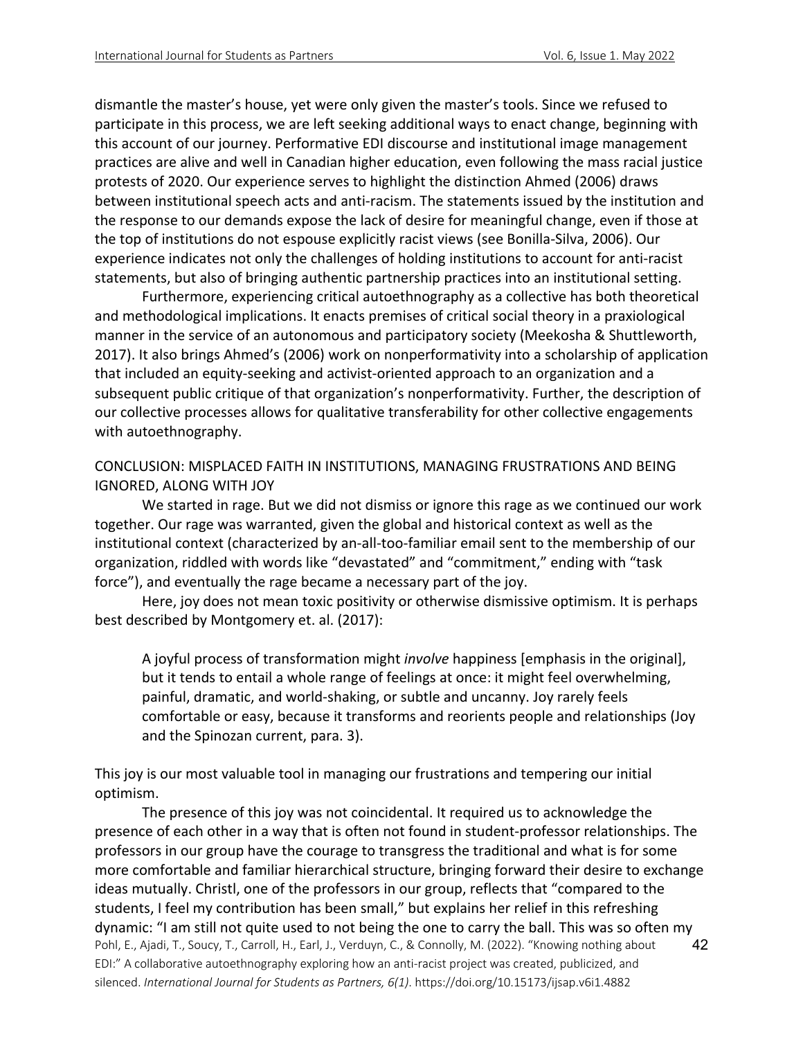dismantle the master's house, yet were only given the master's tools. Since we refused to participate in this process, we are left seeking additional ways to enact change, beginning with this account of our journey. Performative EDI discourse and institutional image management practices are alive and well in Canadian higher education, even following the mass racial justice protests of 2020. Our experience serves to highlight the distinction Ahmed (2006) draws between institutional speech acts and anti-racism. The statements issued by the institution and the response to our demands expose the lack of desire for meaningful change, even if those at the top of institutions do not espouse explicitly racist views (see Bonilla-Silva, 2006). Our experience indicates not only the challenges of holding institutions to account for anti-racist statements, but also of bringing authentic partnership practices into an institutional setting.

Furthermore, experiencing critical autoethnography as a collective has both theoretical and methodological implications. It enacts premises of critical social theory in a praxiological manner in the service of an autonomous and participatory society (Meekosha & Shuttleworth, 2017). It also brings Ahmed's (2006) work on nonperformativity into a scholarship of application that included an equity-seeking and activist-oriented approach to an organization and a subsequent public critique of that organization's nonperformativity. Further, the description of our collective processes allows for qualitative transferability for other collective engagements with autoethnography.

## CONCLUSION: MISPLACED FAITH IN INSTITUTIONS, MANAGING FRUSTRATIONS AND BEING IGNORED, ALONG WITH JOY

We started in rage. But we did not dismiss or ignore this rage as we continued our work together. Our rage was warranted, given the global and historical context as well as the institutional context (characterized by an-all-too-familiar email sent to the membership of our organization, riddled with words like "devastated" and "commitment," ending with "task force"), and eventually the rage became a necessary part of the joy.

Here, joy does not mean toxic positivity or otherwise dismissive optimism. It is perhaps best described by Montgomery et. al. (2017):

> A joyful process of transformation might *involve* happiness [emphasis in the original], but it tends to entail a whole range of feelings at once: it might feel overwhelming, painful, dramatic, and world-shaking, or subtle and uncanny. Joy rarely feels comfortable or easy, because it transforms and reorients people and relationships (Joy and the Spinozan current, para. 3).

This joy is our most valuable tool in managing our frustrations and tempering our initial optimism.

The presence of this joy was not coincidental. It required us to acknowledge the presence of each other in a way that is often not found in student-professor relationships. The professors in our group have the courage to transgress the traditional and what is for some more comfortable and familiar hierarchical structure, bringing forward their desire to exchange ideas mutually. Christl, one of the professors in our group, reflects that "compared to the students, I feel my contribution has been small," but explains her relief in this refreshing dynamic: "I am still not quite used to not being the one to carry the ball. This was so often my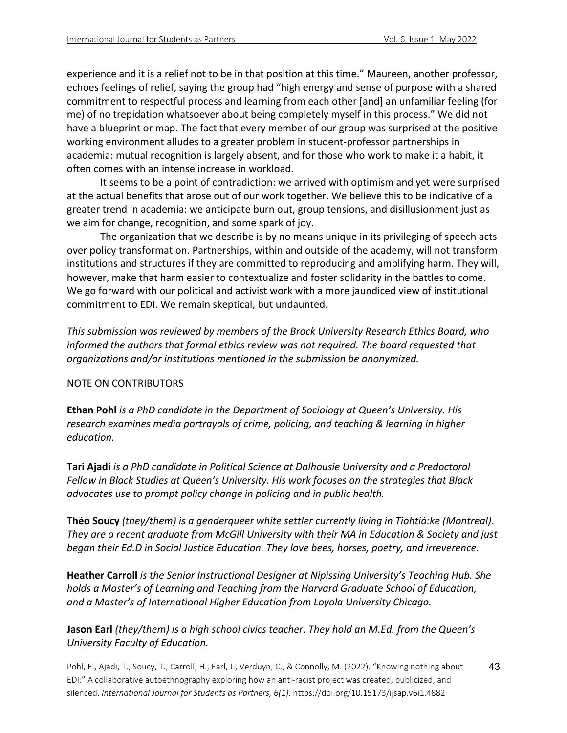experience and it is a relief not to be in that position at this time." Maureen, another professor, echoes feelings of relief, saying the group had "high energy and sense of purpose with a shared commitment to respectful process and learning from each other [and] an unfamiliar feeling (for me) of no trepidation whatsoever about being completely myself in this process." We did not have a blueprint or map. The fact that every member of our group was surprised at the positive working environment alludes to a greater problem in student-professor partnerships in academia: mutual recognition is largely absent, and for those who work to make it a habit, it often comes with an intense increase in workload.

It seems to be a point of contradiction: we arrived with optimism and yet were surprised at the actual benefits that arose out of our work together. We believe this to be indicative of a greater trend in academia: we anticipate burn out, group tensions, and disillusionment just as we aim for change, recognition, and some spark of joy.

The organization that we describe is by no means unique in its privileging of speech acts over policy transformation. Partnerships, within and outside of the academy, will not transform institutions and structures if they are committed to reproducing and amplifying harm. They will, however, make that harm easier to contextualize and foster solidarity in the battles to come. We go forward with our political and activist work with a more jaundiced view of institutional commitment to EDI. We remain skeptical, but undaunted.

*This submission was reviewed by members of the Brock University Research Ethics Board, who informed the authors that formal ethics review was not required. The board requested that organizations and/or institutions mentioned in the submission be anonymized.*

NOTE ON CONTRIBUTORS

**Ethan Pohl** *is a PhD candidate in the Department of Sociology at Queen's University. His research examines media portrayals of crime, policing, and teaching & learning in higher education.*

**Tari Ajadi** *is a PhD candidate in Political Science at Dalhousie University and a Predoctoral Fellow in Black Studies at Queen's University. His work focuses on the strategies that Black advocates use to prompt policy change in policing and in public health.*

**Théo Soucy** *(they/them) is a genderqueer white settler currently living in Tiohtià:ke (Montreal). They are a recent graduate from McGill University with their MA in Education & Society and just began their Ed.D in Social Justice Education. They love bees, horses, poetry, and irreverence.*

**Heather Carroll** *is the Senior Instructional Designer at Nipissing University's Teaching Hub. She holds a Master's of Learning and Teaching from the Harvard Graduate School of Education, and a Master's of International Higher Education from Loyola University Chicago.*

**Jason Earl** *(they/them) is a high school civics teacher. They hold an M.Ed. from the Queen's University Faculty of Education.*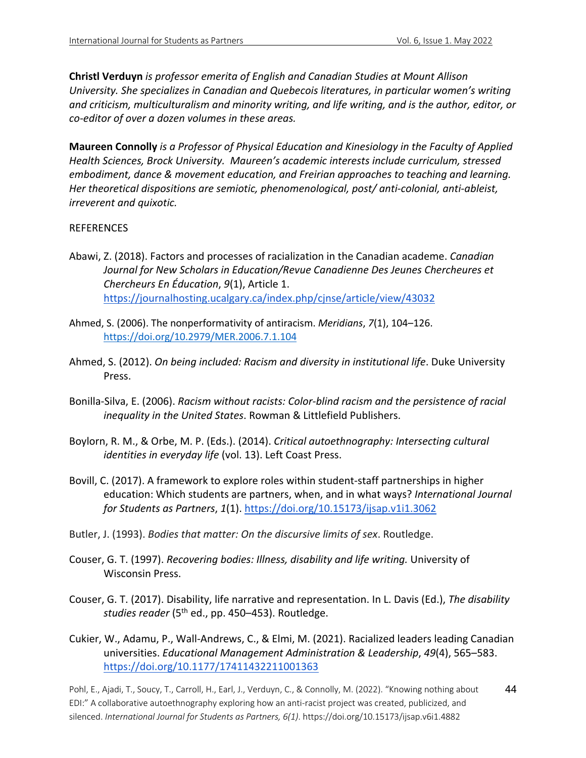**Christl Verduyn** *is professor emerita of English and Canadian Studies at Mount Allison University. She specializes in Canadian and Quebecois literatures, in particular women's writing and criticism, multiculturalism and minority writing, and life writing, and is the author, editor, or co-editor of over a dozen volumes in these areas.*

**Maureen Connolly** *is a Professor of Physical Education and Kinesiology in the Faculty of Applied Health Sciences, Brock University. Maureen's academic interests include curriculum, stressed embodiment, dance & movement education, and Freirian approaches to teaching and learning. Her theoretical dispositions are semiotic, phenomenological, post/ anti-colonial, anti-ableist, irreverent and quixotic.*

REFERENCES

Abawi, Z. (2018). Factors and processes of racialization in the Canadian academe. *Canadian Journal for New Scholars in Education/Revue Canadienne Des Jeunes Chercheures et Chercheurs En Éducation*, *9*(1), Article 1. https://journalhosting.ucalgary.ca/index.php/cjnse/article/view/43032

Ahmed, S. (2006). The nonperformativity of antiracism. *Meridians*, *7*(1), 104–126. https://doi.org/10.2979/MER.2006.7.1.104

Ahmed, S. (2012). *On being included: Racism and diversity in institutional life*. Duke University Press.

Bonilla-Silva, E. (2006). *Racism without racists: Color-blind racism and the persistence of racial inequality in the United States*. Rowman & Littlefield Publishers.

Boylorn, R. M., & Orbe, M. P. (Eds.). (2014). *Critical autoethnography: Intersecting cultural identities in everyday life* (vol. 13). Left Coast Press.

Bovill, C. (2017). A framework to explore roles within student-staff partnerships in higher education: Which students are partners, when, and in what ways? *International Journal for Students as Partners*, *1*(1). https://doi.org/10.15173/ijsap.v1i1.3062

Butler, J. (1993). *Bodies that matter: On the discursive limits of sex*. Routledge.

Couser, G. T. (1997). *Recovering bodies: Illness, disability and life writing.* University of Wisconsin Press.

Couser, G. T. (2017). Disability, life narrative and representation. In L. Davis (Ed.), *The disability studies reader* (5th ed., pp. 450–453). Routledge.

Cukier, W., Adamu, P., Wall-Andrews, C., & Elmi, M. (2021). Racialized leaders leading Canadian universities. *Educational Management Administration & Leadership*, *49*(4), 565–583. https://doi.org/10.1177/17411432211001363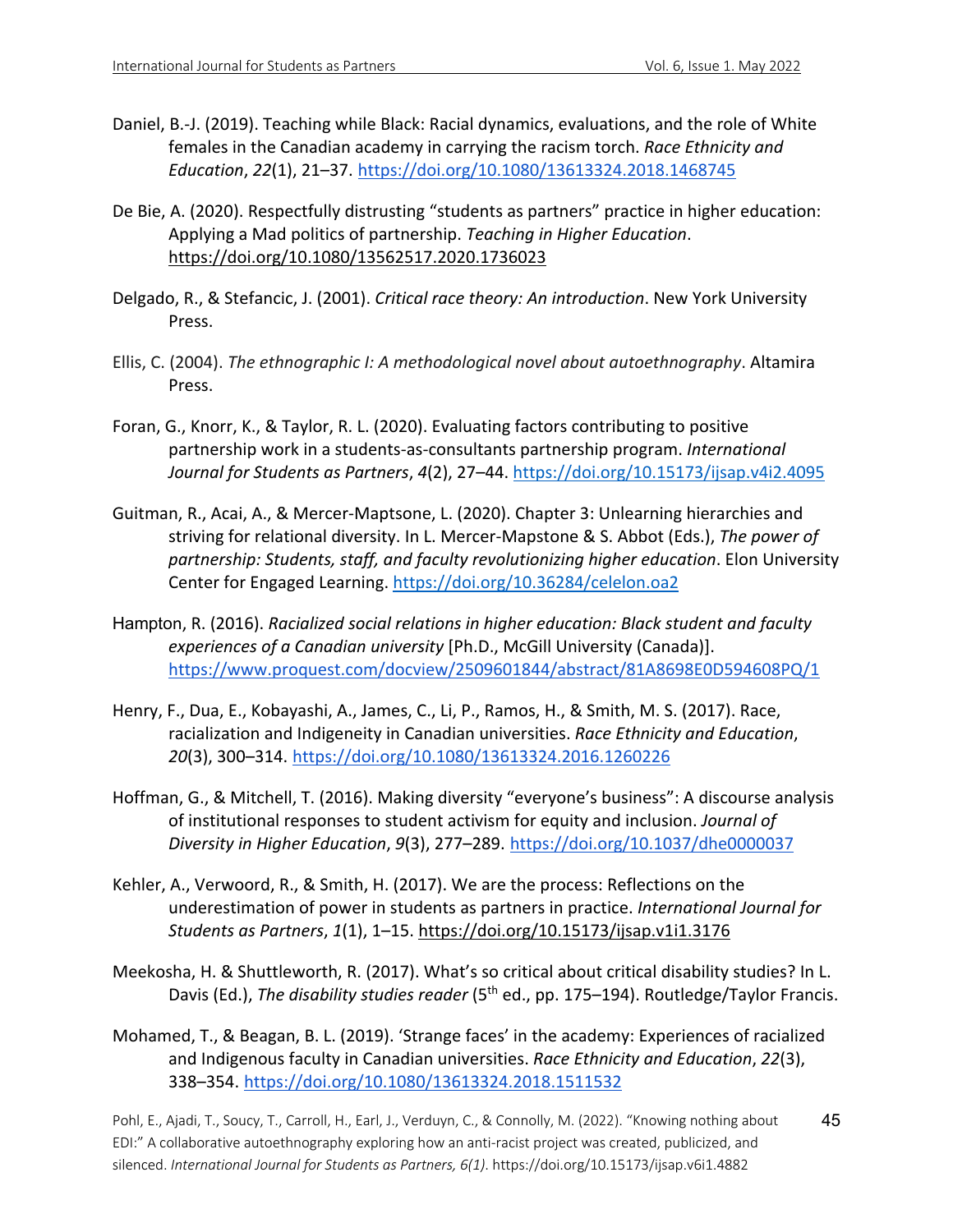Daniel, B.-J. (2019). Teaching while Black: Racial dynamics, evaluations, and the role of White females in the Canadian academy in carrying the racism torch. *Race Ethnicity and Education*, *22*(1), 21–37. https://doi.org/10.1080/13613324.2018.1468745

De Bie, A. (2020). Respectfully distrusting "students as partners" practice in higher education: Applying a Mad politics of partnership. *Teaching in Higher Education*. https://doi.org/10.1080/13562517.2020.1736023

Delgado, R., & Stefancic, J. (2001). *Critical race theory: An introduction*. New York University Press.

Ellis, C. (2004). *The ethnographic I: A methodological novel about autoethnography*. Altamira Press.

Foran, G., Knorr, K., & Taylor, R. L. (2020). Evaluating factors contributing to positive partnership work in a students-as-consultants partnership program. *International Journal for Students as Partners*, *4*(2), 27–44. https://doi.org/10.15173/ijsap.v4i2.4095

Guitman, R., Acai, A., & Mercer-Maptsone, L. (2020). Chapter 3: Unlearning hierarchies and striving for relational diversity. In L. Mercer-Mapstone & S. Abbot (Eds.), *The power of partnership: Students, staff, and faculty revolutionizing higher education*. Elon University Center for Engaged Learning. https://doi.org/10.36284/celelon.oa2

Hampton, R. (2016). *Racialized social relations in higher education: Black student and faculty experiences of a Canadian university* [Ph.D., McGill University (Canada)]. https://www.proquest.com/docview/2509601844/abstract/81A8698E0D594608PQ/1

Henry, F., Dua, E., Kobayashi, A., James, C., Li, P., Ramos, H., & Smith, M. S. (2017). Race, racialization and Indigeneity in Canadian universities. *Race Ethnicity and Education*, *20*(3), 300–314. https://doi.org/10.1080/13613324.2016.1260226

Hoffman, G., & Mitchell, T. (2016). Making diversity "everyone's business": A discourse analysis of institutional responses to student activism for equity and inclusion. *Journal of Diversity in Higher Education*, *9*(3), 277–289. https://doi.org/10.1037/dhe0000037

Kehler, A., Verwoord, R., & Smith, H. (2017). We are the process: Reflections on the underestimation of power in students as partners in practice. *International Journal for Students as Partners*, *1*(1), 1–15. https://doi.org/10.15173/ijsap.v1i1.3176

Meekosha, H. & Shuttleworth, R. (2017). What's so critical about critical disability studies? In L. Davis (Ed.), *The disability studies reader* (5th ed., pp. 175–194). Routledge/Taylor Francis.

Mohamed, T., & Beagan, B. L. (2019). 'Strange faces' in the academy: Experiences of racialized and Indigenous faculty in Canadian universities. *Race Ethnicity and Education*, *22*(3), 338–354. https://doi.org/10.1080/13613324.2018.1511532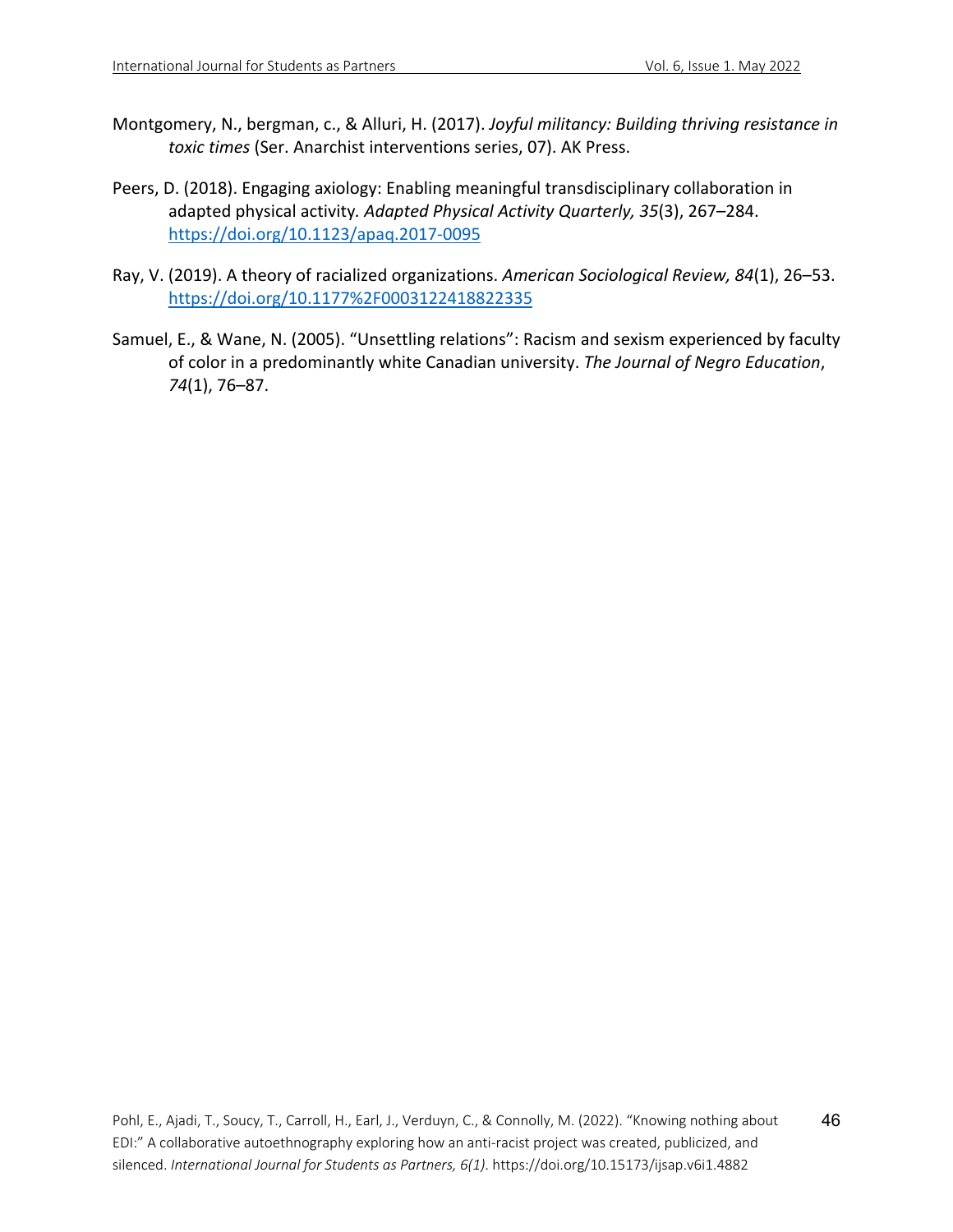Montgomery, N., bergman, c., & Alluri, H. (2017). *Joyful militancy: Building thriving resistance in toxic times* (Ser. Anarchist interventions series, 07). AK Press.

Peers, D. (2018). Engaging axiology: Enabling meaningful transdisciplinary collaboration in adapted physical activity. *Adapted Physical Activity Quarterly, 35*(3), 267–284. https://doi.org/10.1123/apaq.2017-0095

Ray, V. (2019). A theory of racialized organizations. *American Sociological Review, 84*(1), 26–53. https://doi.org/10.1177%2F0003122418822335

Samuel, E., & Wane, N. (2005). "Unsettling relations": Racism and sexism experienced by faculty of color in a predominantly white Canadian university. *The Journal of Negro Education*, *74*(1), 76–87.